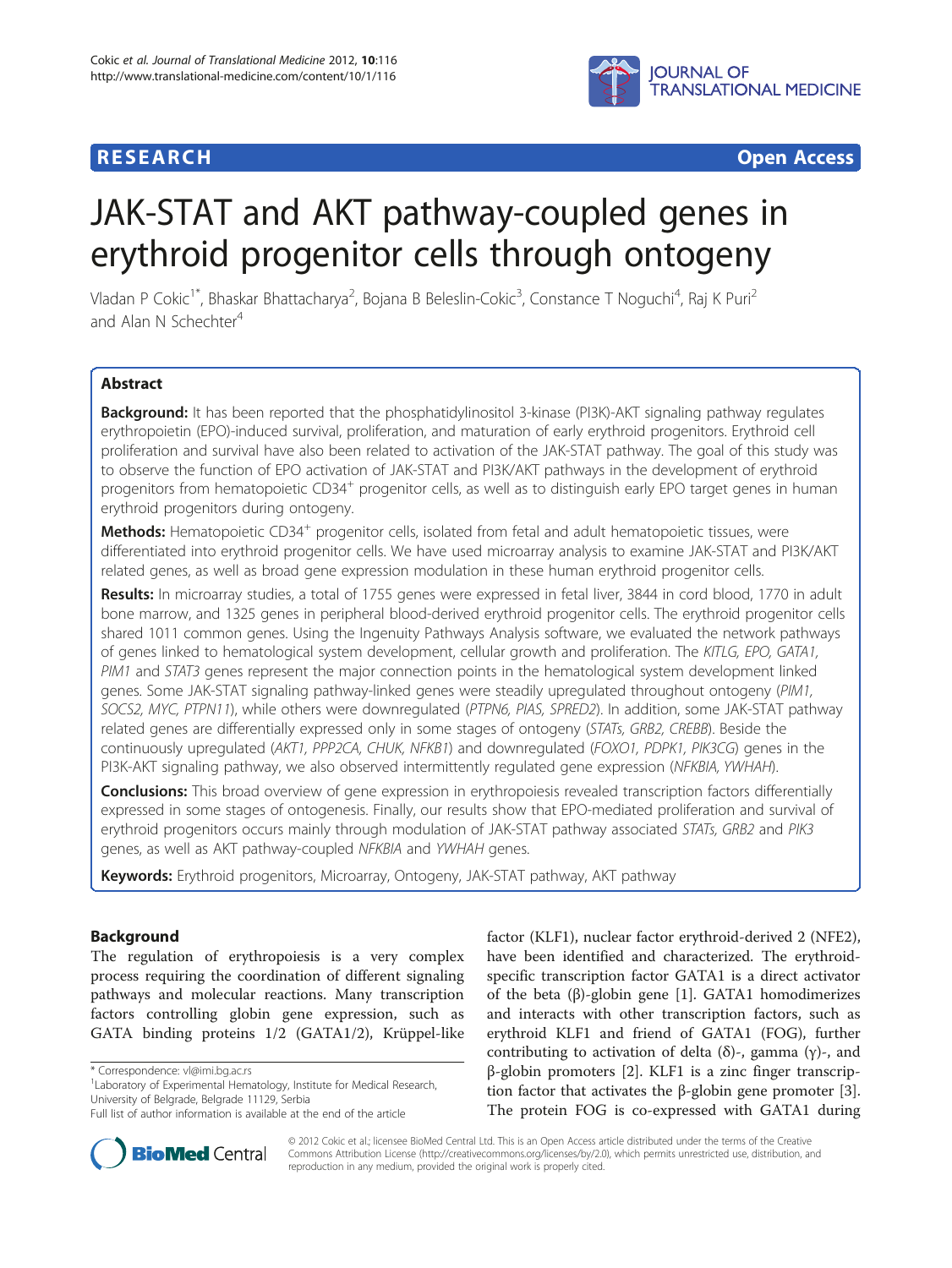**RESEARCH** **Open Access**

# JAK-STAT and AKT pathway-coupled genes in erythroid progenitor cells through ontogeny

Vladan P Cokic[1*], Bhaskar Bhattacharya[2], Bojana B Beleslin-Cokic[3], Constance T Noguchi[4], Raj K Puri[2] and Alan N Schechter[4]

## Abstract

**Background:** It has been reported that the phosphatidylinositol 3-kinase (PI3K)-AKT signaling pathway regulates erythropoietin (EPO)-induced survival, proliferation, and maturation of early erythroid progenitors. Erythroid cell proliferation and survival have also been related to activation of the JAK-STAT pathway. The goal of this study was to observe the function of EPO activation of JAK-STAT and PI3K/AKT pathways in the development of erythroid progenitors from hematopoietic CD34$^+$ progenitor cells, as well as to distinguish early EPO target genes in human erythroid progenitors during ontogeny.

**Methods:** Hematopoietic CD34$^+$ progenitor cells, isolated from fetal and adult hematopoietic tissues, were differentiated into erythroid progenitor cells. We have used microarray analysis to examine JAK-STAT and PI3K/AKT related genes, as well as broad gene expression modulation in these human erythroid progenitor cells.

**Results:** In microarray studies, a total of 1755 genes were expressed in fetal liver, 3844 in cord blood, 1770 in adult bone marrow, and 1325 genes in peripheral blood-derived erythroid progenitor cells. The erythroid progenitor cells shared 1011 common genes. Using the Ingenuity Pathways Analysis software, we evaluated the network pathways of genes linked to hematological system development, cellular growth and proliferation. The *KITLG, EPO, GATA1, PIM1* and *STAT3* genes represent the major connection points in the hematological system development linked genes. Some JAK-STAT signaling pathway-linked genes were steadily upregulated throughout ontogeny (*PIM1, SOCS2, MYC, PTPN11*), while others were downregulated (*PTPN6, PIAS, SPRED2*). In addition, some JAK-STAT pathway related genes are differentially expressed only in some stages of ontogeny (*STATs, GRB2, CREBB*). Beside the continuously upregulated (*AKT1, PPP2CA, CHUK, NFKB1*) and downregulated (*FOXO1, PDPK1, PIK3CG*) genes in the PI3K-AKT signaling pathway, we also observed intermittently regulated gene expression (*NFKBIA, YWHAH*).

**Conclusions:** This broad overview of gene expression in erythropoiesis revealed transcription factors differentially expressed in some stages of ontogenesis. Finally, our results show that EPO-mediated proliferation and survival of erythroid progenitors occurs mainly through modulation of JAK-STAT pathway associated *STATs, GRB2* and *PIK3* genes, as well as AKT pathway-coupled *NFKBIA* and *YWHAH* genes.

**Keywords:** Erythroid progenitors, Microarray, Ontogeny, JAK-STAT pathway, AKT pathway

## Background

The regulation of erythropoiesis is a very complex process requiring the coordination of different signaling pathways and molecular reactions. Many transcription factors controlling globin gene expression, such as GATA binding proteins 1/2 (GATA1/2), Krüppel-like factor (KLF1), nuclear factor erythroid-derived 2 (NFE2), have been identified and characterized. The erythroid-specific transcription factor GATA1 is a direct activator of the beta (β)-globin gene [1]. GATA1 homodimerizes and interacts with other transcription factors, such as erythroid KLF1 and friend of GATA1 (FOG), further contributing to activation of delta (δ)-, gamma (γ)-, and β-globin promoters [2]. KLF1 is a zinc finger transcription factor that activates the β-globin gene promoter [3]. The protein FOG is co-expressed with GATA1 during

\* Correspondence: vl@imi.bg.ac.rs
[1]Laboratory of Experimental Hematology, Institute for Medical Research, University of Belgrade, Belgrade 11129, Serbia
Full list of author information is available at the end of the article

© 2012 Cokic et al.; licensee BioMed Central Ltd. This is an Open Access article distributed under the terms of the Creative Commons Attribution License (http://creativecommons.org/licenses/by/2.0), which permits unrestricted use, distribution, and reproduction in any medium, provided the original work is properly cited.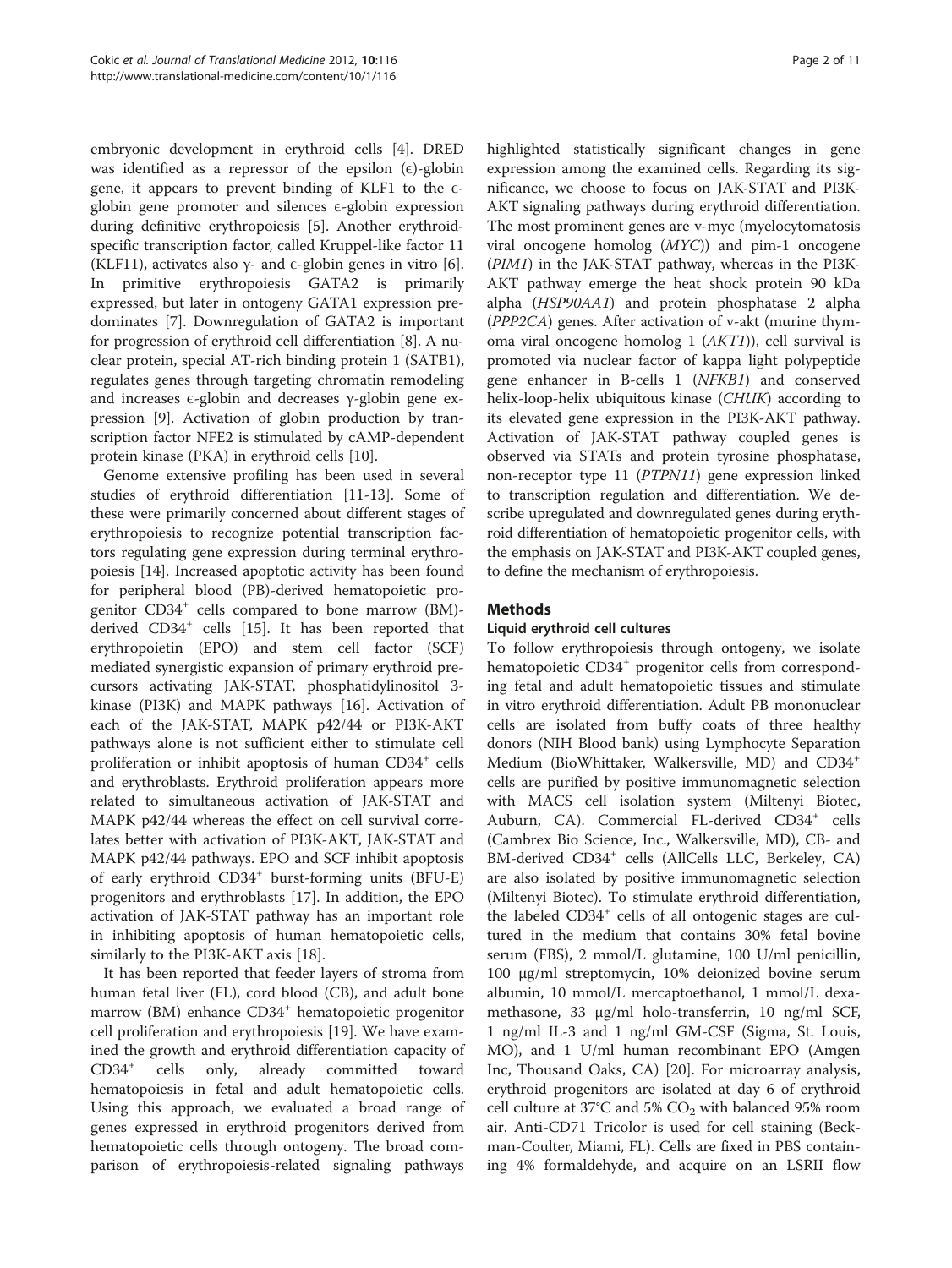embryonic development in erythroid cells [4]. DRED was identified as a repressor of the epsilon (ϵ)-globin gene, it appears to prevent binding of KLF1 to the ϵ-globin gene promoter and silences ϵ-globin expression during definitive erythropoiesis [5]. Another erythroid-specific transcription factor, called Kruppel-like factor 11 (KLF11), activates also γ- and ϵ-globin genes in vitro [6]. In primitive erythropoiesis GATA2 is primarily expressed, but later in ontogeny GATA1 expression predominates [7]. Downregulation of GATA2 is important for progression of erythroid cell differentiation [8]. A nuclear protein, special AT-rich binding protein 1 (SATB1), regulates genes through targeting chromatin remodeling and increases ϵ-globin and decreases γ-globin gene expression [9]. Activation of globin production by transcription factor NFE2 is stimulated by cAMP-dependent protein kinase (PKA) in erythroid cells [10].

Genome extensive profiling has been used in several studies of erythroid differentiation [11-13]. Some of these were primarily concerned about different stages of erythropoiesis to recognize potential transcription factors regulating gene expression during terminal erythropoiesis [14]. Increased apoptotic activity has been found for peripheral blood (PB)-derived hematopoietic progenitor CD34$^{+}$ cells compared to bone marrow (BM)-derived CD34$^{+}$ cells [15]. It has been reported that erythropoietin (EPO) and stem cell factor (SCF) mediated synergistic expansion of primary erythroid precursors activating JAK-STAT, phosphatidylinositol 3-kinase (PI3K) and MAPK pathways [16]. Activation of each of the JAK-STAT, MAPK p42/44 or PI3K-AKT pathways alone is not sufficient either to stimulate cell proliferation or inhibit apoptosis of human CD34$^{+}$ cells and erythroblasts. Erythroid proliferation appears more related to simultaneous activation of JAK-STAT and MAPK p42/44 whereas the effect on cell survival correlates better with activation of PI3K-AKT, JAK-STAT and MAPK p42/44 pathways. EPO and SCF inhibit apoptosis of early erythroid CD34$^{+}$ burst-forming units (BFU-E) progenitors and erythroblasts [17]. In addition, the EPO activation of JAK-STAT pathway has an important role in inhibiting apoptosis of human hematopoietic cells, similarly to the PI3K-AKT axis [18].

It has been reported that feeder layers of stroma from human fetal liver (FL), cord blood (CB), and adult bone marrow (BM) enhance CD34$^{+}$ hematopoietic progenitor cell proliferation and erythropoiesis [19]. We have examined the growth and erythroid differentiation capacity of CD34$^{+}$ cells only, already committed toward hematopoiesis in fetal and adult hematopoietic cells. Using this approach, we evaluated a broad range of genes expressed in erythroid progenitors derived from hematopoietic cells through ontogeny. The broad comparison of erythropoiesis-related signaling pathways highlighted statistically significant changes in gene expression among the examined cells. Regarding its significance, we choose to focus on JAK-STAT and PI3K-AKT signaling pathways during erythroid differentiation. The most prominent genes are v-myc (myelocytomatosis viral oncogene homolog (*MYC*)) and pim-1 oncogene (*PIM1*) in the JAK-STAT pathway, whereas in the PI3K-AKT pathway emerge the heat shock protein 90 kDa alpha (*HSP90AA1*) and protein phosphatase 2 alpha (*PPP2CA*) genes. After activation of v-akt (murine thymoma viral oncogene homolog 1 (*AKT1*)), cell survival is promoted via nuclear factor of kappa light polypeptide gene enhancer in B-cells 1 (*NFKB1*) and conserved helix-loop-helix ubiquitous kinase (*CHUK*) according to its elevated gene expression in the PI3K-AKT pathway. Activation of JAK-STAT pathway coupled genes is observed via STATs and protein tyrosine phosphatase, non-receptor type 11 (*PTPN11*) gene expression linked to transcription regulation and differentiation. We describe upregulated and downregulated genes during erythroid differentiation of hematopoietic progenitor cells, with the emphasis on JAK-STAT and PI3K-AKT coupled genes, to define the mechanism of erythropoiesis.

## Methods

### Liquid erythroid cell cultures

To follow erythropoiesis through ontogeny, we isolate hematopoietic CD34$^{+}$ progenitor cells from corresponding fetal and adult hematopoietic tissues and stimulate in vitro erythroid differentiation. Adult PB mononuclear cells are isolated from buffy coats of three healthy donors (NIH Blood bank) using Lymphocyte Separation Medium (BioWhittaker, Walkersville, MD) and CD34$^{+}$ cells are purified by positive immunomagnetic selection with MACS cell isolation system (Miltenyi Biotec, Auburn, CA). Commercial FL-derived CD34$^{+}$ cells (Cambrex Bio Science, Inc., Walkersville, MD), CB- and BM-derived CD34$^{+}$ cells (AllCells LLC, Berkeley, CA) are also isolated by positive immunomagnetic selection (Miltenyi Biotec). To stimulate erythroid differentiation, the labeled CD34$^{+}$ cells of all ontogenic stages are cultured in the medium that contains 30% fetal bovine serum (FBS), 2 mmol/L glutamine, 100 U/ml penicillin, 100 μg/ml streptomycin, 10% deionized bovine serum albumin, 10 mmol/L mercaptoethanol, 1 mmol/L dexamethasone, 33 μg/ml holo-transferrin, 10 ng/ml SCF, 1 ng/ml IL-3 and 1 ng/ml GM-CSF (Sigma, St. Louis, MO), and 1 U/ml human recombinant EPO (Amgen Inc, Thousand Oaks, CA) [20]. For microarray analysis, erythroid progenitors are isolated at day 6 of erythroid cell culture at 37°C and 5% $CO_2$ with balanced 95% room air. Anti-CD71 Tricolor is used for cell staining (Beckman-Coulter, Miami, FL). Cells are fixed in PBS containing 4% formaldehyde, and acquire on an LSRII flow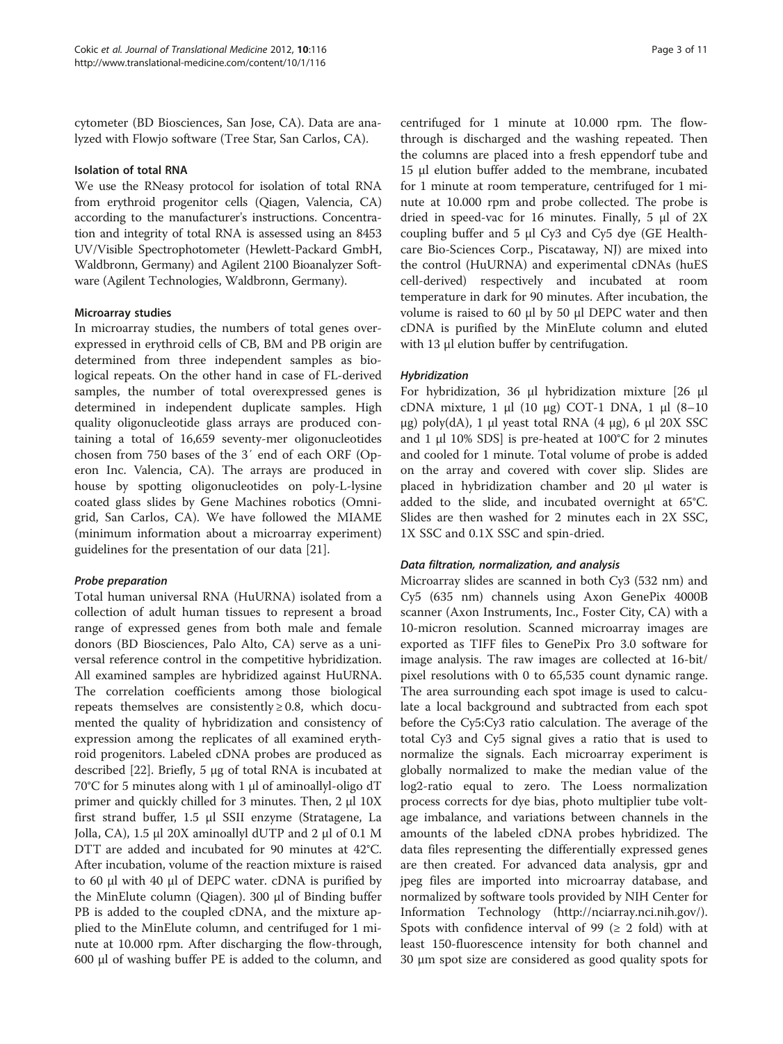cytometer (BD Biosciences, San Jose, CA). Data are analyzed with Flowjo software (Tree Star, San Carlos, CA).

### Isolation of total RNA

We use the RNeasy protocol for isolation of total RNA from erythroid progenitor cells (Qiagen, Valencia, CA) according to the manufacturer's instructions. Concentration and integrity of total RNA is assessed using an 8453 UV/Visible Spectrophotometer (Hewlett-Packard GmbH, Waldbronn, Germany) and Agilent 2100 Bioanalyzer Software (Agilent Technologies, Waldbronn, Germany).

### Microarray studies

In microarray studies, the numbers of total genes overexpressed in erythroid cells of CB, BM and PB origin are determined from three independent samples as biological repeats. On the other hand in case of FL-derived samples, the number of total overexpressed genes is determined in independent duplicate samples. High quality oligonucleotide glass arrays are produced containing a total of 16,659 seventy-mer oligonucleotides chosen from 750 bases of the 3′ end of each ORF (Operon Inc. Valencia, CA). The arrays are produced in house by spotting oligonucleotides on poly-L-lysine coated glass slides by Gene Machines robotics (Omnigrid, San Carlos, CA). We have followed the MIAME (minimum information about a microarray experiment) guidelines for the presentation of our data [21].

#### *Probe preparation*

Total human universal RNA (HuURNA) isolated from a collection of adult human tissues to represent a broad range of expressed genes from both male and female donors (BD Biosciences, Palo Alto, CA) serve as a universal reference control in the competitive hybridization. All examined samples are hybridized against HuURNA. The correlation coefficients among those biological repeats themselves are consistently ≥ 0.8, which documented the quality of hybridization and consistency of expression among the replicates of all examined erythroid progenitors. Labeled cDNA probes are produced as described [22]. Briefly, 5 μg of total RNA is incubated at 70°C for 5 minutes along with 1 μl of aminoallyl-oligo dT primer and quickly chilled for 3 minutes. Then, 2 μl 10X first strand buffer, 1.5 μl SSII enzyme (Stratagene, La Jolla, CA), 1.5 μl 20X aminoallyl dUTP and 2 μl of 0.1 M DTT are added and incubated for 90 minutes at 42°C. After incubation, volume of the reaction mixture is raised to 60 μl with 40 μl of DEPC water. cDNA is purified by the MinElute column (Qiagen). 300 μl of Binding buffer PB is added to the coupled cDNA, and the mixture applied to the MinElute column, and centrifuged for 1 minute at 10.000 rpm. After discharging the flow-through, 600 μl of washing buffer PE is added to the column, and centrifuged for 1 minute at 10.000 rpm. The flow-through is discharged and the washing repeated. Then the columns are placed into a fresh eppendorf tube and 15 μl elution buffer added to the membrane, incubated for 1 minute at room temperature, centrifuged for 1 minute at 10.000 rpm and probe collected. The probe is dried in speed-vac for 16 minutes. Finally, 5 μl of 2X coupling buffer and 5 μl Cy3 and Cy5 dye (GE Healthcare Bio-Sciences Corp., Piscataway, NJ) are mixed into the control (HuURNA) and experimental cDNAs (huES cell-derived) respectively and incubated at room temperature in dark for 90 minutes. After incubation, the volume is raised to 60 μl by 50 μl DEPC water and then cDNA is purified by the MinElute column and eluted with 13 μl elution buffer by centrifugation.

#### *Hybridization*

For hybridization, 36 μl hybridization mixture [26 μl cDNA mixture, 1 μl (10 μg) COT-1 DNA, 1 μl (8–10 μg) poly(dA), 1 μl yeast total RNA (4 μg), 6 μl 20X SSC and 1 μl 10% SDS] is pre-heated at 100°C for 2 minutes and cooled for 1 minute. Total volume of probe is added on the array and covered with cover slip. Slides are placed in hybridization chamber and 20 μl water is added to the slide, and incubated overnight at 65°C. Slides are then washed for 2 minutes each in 2X SSC, 1X SSC and 0.1X SSC and spin-dried.

#### *Data filtration, normalization, and analysis*

Microarray slides are scanned in both Cy3 (532 nm) and Cy5 (635 nm) channels using Axon GenePix 4000B scanner (Axon Instruments, Inc., Foster City, CA) with a 10-micron resolution. Scanned microarray images are exported as TIFF files to GenePix Pro 3.0 software for image analysis. The raw images are collected at 16-bit/pixel resolutions with 0 to 65,535 count dynamic range. The area surrounding each spot image is used to calculate a local background and subtracted from each spot before the Cy5:Cy3 ratio calculation. The average of the total Cy3 and Cy5 signal gives a ratio that is used to normalize the signals. Each microarray experiment is globally normalized to make the median value of the log2-ratio equal to zero. The Loess normalization process corrects for dye bias, photo multiplier tube voltage imbalance, and variations between channels in the amounts of the labeled cDNA probes hybridized. The data files representing the differentially expressed genes are then created. For advanced data analysis, gpr and jpeg files are imported into microarray database, and normalized by software tools provided by NIH Center for Information Technology (http://nciarray.nci.nih.gov/). Spots with confidence interval of 99 (≥ 2 fold) with at least 150-fluorescence intensity for both channel and 30 μm spot size are considered as good quality spots for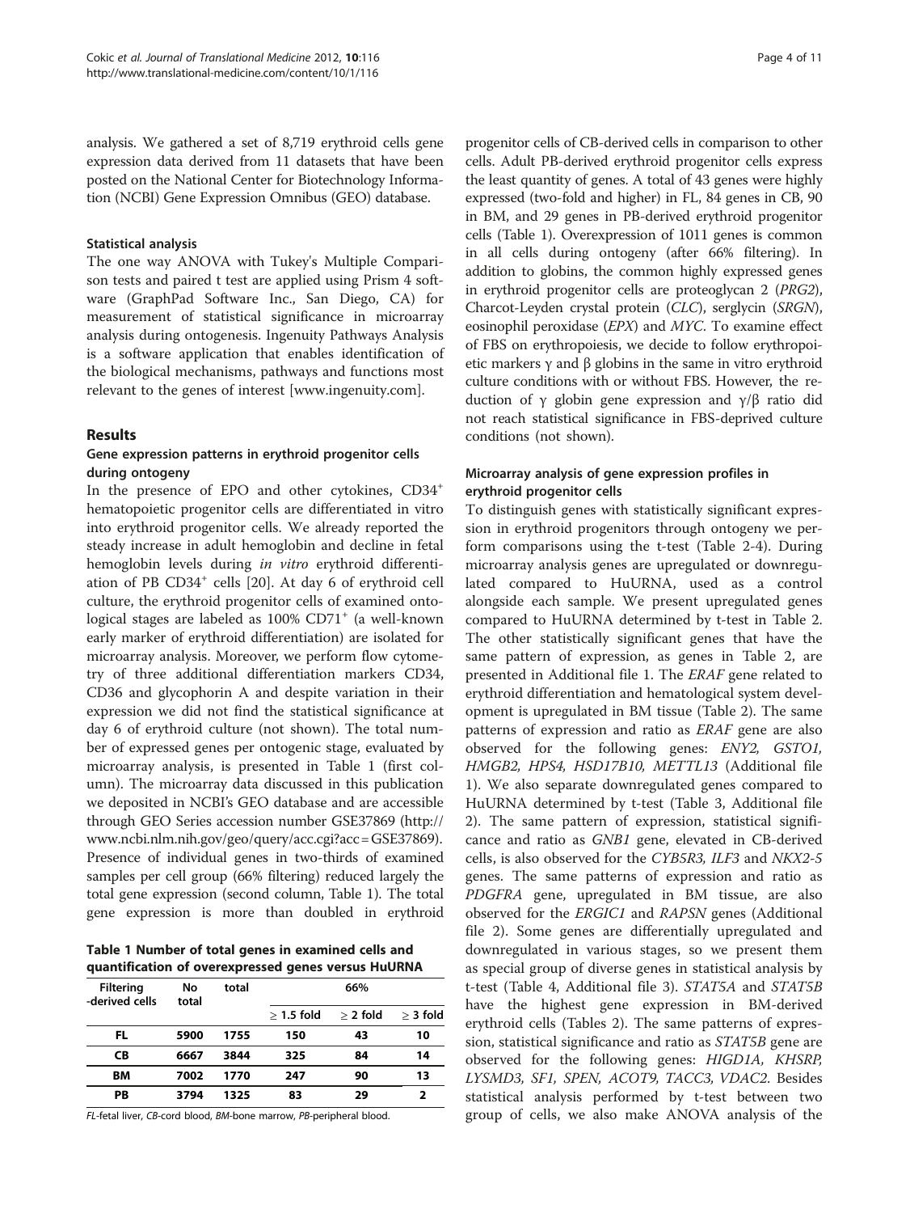analysis. We gathered a set of 8,719 erythroid cells gene expression data derived from 11 datasets that have been posted on the National Center for Biotechnology Information (NCBI) Gene Expression Omnibus (GEO) database.

### Statistical analysis

The one way ANOVA with Tukey's Multiple Comparison tests and paired t test are applied using Prism 4 software (GraphPad Software Inc., San Diego, CA) for measurement of statistical significance in microarray analysis during ontogenesis. Ingenuity Pathways Analysis is a software application that enables identification of the biological mechanisms, pathways and functions most relevant to the genes of interest [www.ingenuity.com].

## Results

### Gene expression patterns in erythroid progenitor cells during ontogeny

In the presence of EPO and other cytokines, $CD34^+$ hematopoietic progenitor cells are differentiated in vitro into erythroid progenitor cells. We already reported the steady increase in adult hemoglobin and decline in fetal hemoglobin levels during *in vitro* erythroid differentiation of PB $CD34^+$ cells [20]. At day 6 of erythroid cell culture, the erythroid progenitor cells of examined ontological stages are labeled as 100% $CD71^+$ (a well-known early marker of erythroid differentiation) are isolated for microarray analysis. Moreover, we perform flow cytometry of three additional differentiation markers CD34, CD36 and glycophorin A and despite variation in their expression we did not find the statistical significance at day 6 of erythroid culture (not shown). The total number of expressed genes per ontogenic stage, evaluated by microarray analysis, is presented in Table 1 (first column). The microarray data discussed in this publication we deposited in NCBI's GEO database and are accessible through GEO Series accession number GSE37869 (http://www.ncbi.nlm.nih.gov/geo/query/acc.cgi?acc=GSE37869). Presence of individual genes in two-thirds of examined samples per cell group (66% filtering) reduced largely the total gene expression (second column, Table 1). The total gene expression is more than doubled in erythroid progenitor cells of CB-derived cells in comparison to other cells. Adult PB-derived erythroid progenitor cells express the least quantity of genes. A total of 43 genes were highly expressed (two-fold and higher) in FL, 84 genes in CB, 90 in BM, and 29 genes in PB-derived erythroid progenitor cells (Table 1). Overexpression of 1011 genes is common in all cells during ontogeny (after 66% filtering). In addition to globins, the common highly expressed genes in erythroid progenitor cells are proteoglycan 2 (*PRG2*), Charcot-Leyden crystal protein (*CLC*), serglycin (*SRGN*), eosinophil peroxidase (*EPX*) and *MYC*. To examine effect of FBS on erythropoiesis, we decide to follow erythropoietic markers γ and β globins in the same in vitro erythroid culture conditions with or without FBS. However, the reduction of γ globin gene expression and γ/β ratio did not reach statistical significance in FBS-deprived culture conditions (not shown).

**Table 1 Number of total genes in examined cells and quantification of overexpressed genes versus HuURNA**

| Filtering -derived cells | No total | total | 66% | | |
|---|---|---|---|---|---|
| | | | ≥ 1.5 fold | ≥ 2 fold | ≥ 3 fold |
| FL | 5900 | 1755 | 150 | 43 | 10 |
| CB | 6667 | 3844 | 325 | 84 | 14 |
| BM | 7002 | 1770 | 247 | 90 | 13 |
| PB | 3794 | 1325 | 83 | 29 | 2 |

*FL*-fetal liver, *CB*-cord blood, *BM*-bone marrow, *PB*-peripheral blood.

### Microarray analysis of gene expression profiles in erythroid progenitor cells

To distinguish genes with statistically significant expression in erythroid progenitors through ontogeny we perform comparisons using the t-test (Table 2-4). During microarray analysis genes are upregulated or downregulated compared to HuURNA, used as a control alongside each sample. We present upregulated genes compared to HuURNA determined by t-test in Table 2. The other statistically significant genes that have the same pattern of expression, as genes in Table 2, are presented in Additional file 1. The *ERAF* gene related to erythroid differentiation and hematological system development is upregulated in BM tissue (Table 2). The same patterns of expression and ratio as *ERAF* gene are also observed for the following genes: *ENY2, GSTO1, HMGB2, HPS4, HSD17B10, METTL13* (Additional file 1). We also separate downregulated genes compared to HuURNA determined by t-test (Table 3, Additional file 2). The same pattern of expression, statistical significance and ratio as *GNB1* gene, elevated in CB-derived cells, is also observed for the *CYB5R3, ILF3* and *NKX2-5* genes. The same patterns of expression and ratio as *PDGFRA* gene, upregulated in BM tissue, are also observed for the *ERGIC1* and *RAPSN* genes (Additional file 2). Some genes are differentially upregulated and downregulated in various stages, so we present them as special group of diverse genes in statistical analysis by t-test (Table 4, Additional file 3). *STAT5A* and *STAT5B* have the highest gene expression in BM-derived erythroid cells (Tables 2). The same patterns of expression, statistical significance and ratio as *STAT5B* gene are observed for the following genes: *HIGD1A, KHSRP, LYSMD3, SF1, SPEN, ACOT9, TACC3, VDAC2.* Besides statistical analysis performed by t-test between two group of cells, we also make ANOVA analysis of the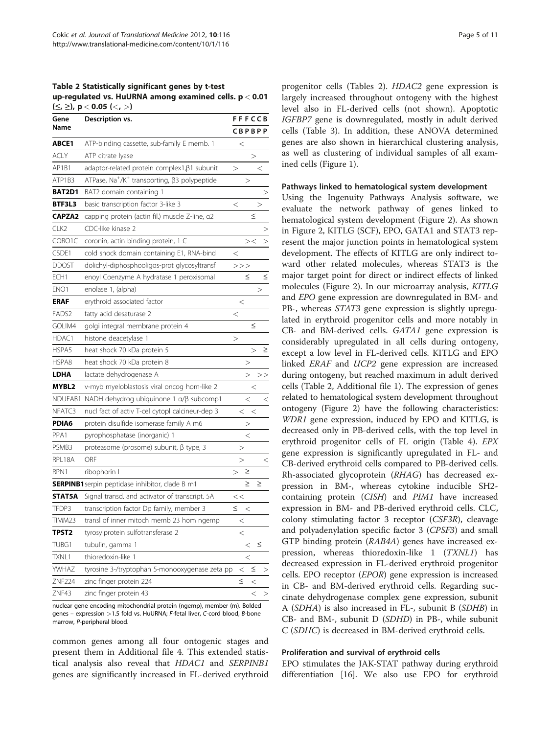**Table 2 Statistically significant genes by t-test up-regulated vs. HuURNA among examined cells. $p < 0.01$ ($\leq$, $\geq$), $p < 0.05$ ($<$, $>$)**

| Gene Name | Description vs. | F C | F B | F P | C B | C P | B P |
|---|---|---|---|---|---|---|---|
| **ABCE1** | ATP-binding cassette, sub-family E memb. 1 | < | | | | | |
| ACLY | ATP citrate lyase | | | | > | | |
| AP1B1 | adaptor-related protein complex1,β1 subunit | > | | | | < | |
| ATP1B3 | ATPase, $Na^+/K^+$ transporting, β3 polypeptide | | | > | | | |
| **BAT2D1** | BAT2 domain containing 1 | | | | | | > |
| **BTF3L3** | basic transcription factor 3-like 3 | < | | | | > | |
| **CAPZA2** | capping protein (actin fil.) muscle Z-line, α2 | | | | ≤ | | |
| CLK2 | CDC-like kinase 2 | | | | | | > |
| CORO1C | coronin, actin binding protein, 1 C | | | > | < | | > |
| CSDE1 | cold shock domain containing E1, RNA-bind | < | | | | | |
| DDOST | dolichyl-diphosphooligos-prot glycosyltransf | > | > | > | | | |
| ECH1 | enoyl Coenzyme A hydratase 1 peroxisomal | | | ≤ | | | ≤ |
| ENO1 | enolase 1, (alpha) | | | | | > | |
| **ERAF** | erythroid associated factor | | < | | | | |
| FADS2 | fatty acid desaturase 2 | < | | | | | |
| GOLIM4 | golgi integral membrane protein 4 | | | | ≤ | | |
| HDAC1 | histone deacetylase 1 | > | | | | | |
| HSPA5 | heat shock 70 kDa protein 5 | | | | | > | ≥ |
| HSPA8 | heat shock 70 kDa protein 8 | | | > | | | |
| **LDHA** | lactate dehydrogenase A | | | > | | > | > |
| **MYBL2** | v-myb myeloblastosis viral oncog hom-like 2 | | | | < | | |
| NDUFAB1 | NADH dehydrog ubiquinone 1 α/β subcomp1 | | | < | | | < |
| NFATC3 | nucl fact of activ T-cel cytopl calcineur-dep 3 | | < | < | | | |
| **PDIA6** | protein disulfide isomerase family A m6 | | | > | | | |
| PPA1 | pyrophosphatase (inorganic) 1 | | | < | | | |
| PSMB3 | proteasome (prosome) subunit, β type, 3 | | > | | | | |
| RPL18A | ORF | | > | | | | < |
| RPN1 | ribophorin I | > | ≥ | | | | |
| **SERPINB1** | serpin peptidase inhibitor, clade B m1 | | | ≥ | | ≥ | |
| **STAT5A** | Signal transd. and activator of transcript. 5A | < | < | | | | |
| TFDP3 | transcription factor Dp family, member 3 | ≤ | < | | | | |
| TIMM23 | transl of inner mitoch memb 23 hom ngemp | | < | | | | |
| **TPST2** | tyrosylprotein sulfotransferase 2 | | < | | | | |
| TUBG1 | tubulin, gamma 1 | | | < | | ≤ | |
| TXNL1 | thioredoxin-like 1 | | | < | | | |
| YWHAZ | tyrosine 3-/tryptophan 5-monooxygenase zeta pp | < | | ≤ | | | > |
| ZNF224 | zinc finger protein 224 | ≤ | | < | | | |
| ZNF43 | zinc finger protein 43 | | | | | < | > |

nuclear gene encoding mitochondrial protein (ngemp), member (m). Bolded genes – expression >1.5 fold vs. HuURNA; F-fetal liver, C-cord blood, B-bone marrow, P-peripheral blood.

common genes among all four ontogenic stages and present them in Additional file 4. This extended statistical analysis also reveal that *HDAC1* and *SERPINB1* genes are significantly increased in FL-derived erythroid progenitor cells (Tables 2). *HDAC2* gene expression is largely increased throughout ontogeny with the highest level also in FL-derived cells (not shown). Apoptotic *IGFBP7* gene is downregulated, mostly in adult derived cells (Table 3). In addition, these ANOVA determined genes are also shown in hierarchical clustering analysis, as well as clustering of individual samples of all examined cells (Figure 1).

### Pathways linked to hematological system development

Using the Ingenuity Pathways Analysis software, we evaluate the network pathway of genes linked to hematological system development (Figure 2). As shown in Figure 2, KITLG (SCF), EPO, GATA1 and STAT3 represent the major junction points in hematological system development. The effects of KITLG are only indirect toward other related molecules, whereas STAT3 is the major target point for direct or indirect effects of linked molecules (Figure 2). In our microarray analysis, *KITLG* and *EPO* gene expression are downregulated in BM- and PB-, whereas *STAT3* gene expression is slightly upregulated in erythroid progenitor cells and more notably in CB- and BM-derived cells. *GATA1* gene expression is considerably upregulated in all cells during ontogeny, except a low level in FL-derived cells. KITLG and EPO linked *ERAF* and *UCP2* gene expression are increased during ontogeny, but reached maximum in adult derived cells (Table 2, Additional file 1). The expression of genes related to hematological system development throughout ontogeny (Figure 2) have the following characteristics: *WDR1* gene expression, induced by EPO and KITLG, is decreased only in PB-derived cells, with the top level in erythroid progenitor cells of FL origin (Table 4). *EPX* gene expression is significantly upregulated in FL- and CB-derived erythroid cells compared to PB-derived cells. Rh-associated glycoprotein (*RHAG*) has decreased expression in BM-, whereas cytokine inducible SH2-containing protein (*CISH*) and *PIM1* have increased expression in BM- and PB-derived erythroid cells. CLC, colony stimulating factor 3 receptor (*CSF3R*), cleavage and polyadenylation specific factor 3 (*CPSF3*) and small GTP binding protein (*RAB4A*) genes have increased expression, whereas thioredoxin-like 1 (*TXNL1*) has decreased expression in FL-derived erythroid progenitor cells. EPO receptor (*EPOR*) gene expression is increased in CB- and BM-derived erythroid cells. Regarding succinate dehydrogenase complex gene expression, subunit A (*SDHA*) is also increased in FL-, subunit B (*SDHB*) in CB- and BM-, subunit D (*SDHD*) in PB-, while subunit C (*SDHC*) is decreased in BM-derived erythroid cells.

### Proliferation and survival of erythroid cells

EPO stimulates the JAK-STAT pathway during erythroid differentiation [16]. We also use EPO for erythroid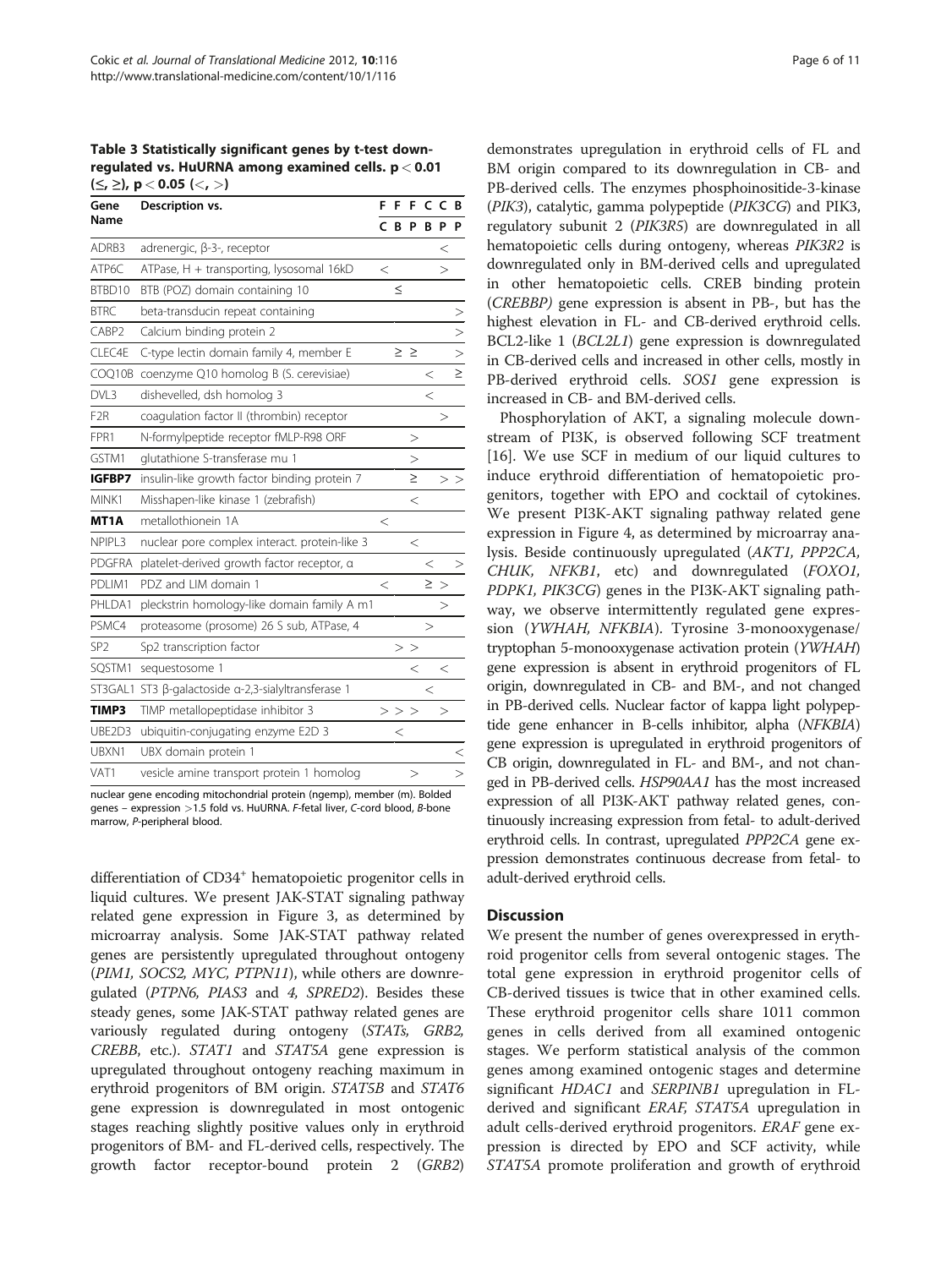**Table 3 Statistically significant genes by t-test down-regulated vs. HuURNA among examined cells. $p < 0.01$ (≤, ≥), $p < 0.05$ (<, >)**

| Gene Name | Description vs. | F C | F B | F P | C B | C P | B P |
|---|---|---|---|---|---|---|---|
| ADRB3 | adrenergic, β-3-, receptor | | | | | < | |
| ATP6C | ATPase, H + transporting, lysosomal 16kD | < | | | | > | |
| BTBD10 | BTB (POZ) domain containing 10 | | ≤ | | | | |
| BTRC | beta-transducin repeat containing | | | | | | > |
| CABP2 | Calcium binding protein 2 | | | | | | > |
| CLEC4E | C-type lectin domain family 4, member E | | | ≥ | ≥ | | > |
| COQ10B | coenzyme Q10 homolog B (S. cerevisiae) | | | | | < | ≥ |
| DVL3 | dishevelled, dsh homolog 3 | | | | | < | |
| F2R | coagulation factor II (thrombin) receptor | | | | | > | |
| FPR1 | N-formylpeptide receptor fMLP-R98 ORF | | | | > | | |
| GSTM1 | glutathione S-transferase mu 1 | | | | > | | |
| **IGFBP7** | insulin-like growth factor binding protein 7 | | | | ≥ | > | > |
| MINK1 | Misshapen-like kinase 1 (zebrafish) | | | | < | | |
| **MT1A** | metallothionein 1A | < | | | | | |
| NPIPL3 | nuclear pore complex interact. protein-like 3 | | | | < | | |
| PDGFRA | platelet-derived growth factor receptor, α | | | | | < | > |
| PDLIM1 | PDZ and LIM domain 1 | < | | | | ≥ | > |
| PHLDA1 | pleckstrin homology-like domain family A m1 | | | | | > | |
| PSMC4 | proteasome (prosome) 26 S sub, ATPase, 4 | | | | | > | |
| SP2 | Sp2 transcription factor | | | > | > | | |
| SQSTM1 | sequestosome 1 | | | | < | | < |
| ST3GAL1 | ST3 β-galactoside α-2,3-sialyltransferase 1 | | | | | < | |
| **TIMP3** | TIMP metallopeptidase inhibitor 3 | | > | > | > | | > |
| UBE2D3 | ubiquitin-conjugating enzyme E2D 3 | | < | | | | |
| UBXN1 | UBX domain protein 1 | | | | | | < |
| VAT1 | vesicle amine transport protein 1 homolog | | | | > | | > |

nuclear gene encoding mitochondrial protein (ngemp), member (m). Bolded genes – expression >1.5 fold vs. HuURNA. F-fetal liver, C-cord blood, B-bone marrow, P-peripheral blood.

differentiation of CD34[+] hematopoietic progenitor cells in liquid cultures. We present JAK-STAT signaling pathway related gene expression in Figure 3, as determined by microarray analysis. Some JAK-STAT pathway related genes are persistently upregulated throughout ontogeny (*PIM1, SOCS2, MYC, PTPN11*), while others are downregulated (*PTPN6, PIAS3* and *4, SPRED2*). Besides these steady genes, some JAK-STAT pathway related genes are variously regulated during ontogeny (*STATs, GRB2, CREBB*, etc.). *STAT1* and *STAT5A* gene expression is upregulated throughout ontogeny reaching maximum in erythroid progenitors of BM origin. *STAT5B* and *STAT6* gene expression is downregulated in most ontogenic stages reaching slightly positive values only in erythroid progenitors of BM- and FL-derived cells, respectively. The growth factor receptor-bound protein 2 (*GRB2*) demonstrates upregulation in erythroid cells of FL and BM origin compared to its downregulation in CB- and PB-derived cells. The enzymes phosphoinositide-3-kinase (*PIK3*), catalytic, gamma polypeptide (*PIK3CG*) and PIK3, regulatory subunit 2 (*PIK3R5*) are downregulated in all hematopoietic cells during ontogeny, whereas *PIK3R2* is downregulated only in BM-derived cells and upregulated in other hematopoietic cells. CREB binding protein (*CREBBP)* gene expression is absent in PB-, but has the highest elevation in FL- and CB-derived erythroid cells. BCL2-like 1 (*BCL2L1*) gene expression is downregulated in CB-derived cells and increased in other cells, mostly in PB-derived erythroid cells. *SOS1* gene expression is increased in CB- and BM-derived cells.

Phosphorylation of AKT, a signaling molecule downstream of PI3K, is observed following SCF treatment [16]. We use SCF in medium of our liquid cultures to induce erythroid differentiation of hematopoietic progenitors, together with EPO and cocktail of cytokines. We present PI3K-AKT signaling pathway related gene expression in Figure 4, as determined by microarray analysis. Beside continuously upregulated (*AKT1, PPP2CA, CHUK, NFKB1*, etc) and downregulated (*FOXO1, PDPK1, PIK3CG*) genes in the PI3K-AKT signaling pathway, we observe intermittently regulated gene expression (*YWHAH, NFKBIA*). Tyrosine 3-monooxygenase/tryptophan 5-monooxygenase activation protein (*YWHAH*) gene expression is absent in erythroid progenitors of FL origin, downregulated in CB- and BM-, and not changed in PB-derived cells. Nuclear factor of kappa light polypeptide gene enhancer in B-cells inhibitor, alpha (*NFKBIA*) gene expression is upregulated in erythroid progenitors of CB origin, downregulated in FL- and BM-, and not changed in PB-derived cells. *HSP90AA1* has the most increased expression of all PI3K-AKT pathway related genes, continuously increasing expression from fetal- to adult-derived erythroid cells. In contrast, upregulated *PPP2CA* gene expression demonstrates continuous decrease from fetal- to adult-derived erythroid cells.

## Discussion

We present the number of genes overexpressed in erythroid progenitor cells from several ontogenic stages. The total gene expression in erythroid progenitor cells of CB-derived tissues is twice that in other examined cells. These erythroid progenitor cells share 1011 common genes in cells derived from all examined ontogenic stages. We perform statistical analysis of the common genes among examined ontogenic stages and determine significant *HDAC1* and *SERPINB1* upregulation in FL-derived and significant *ERAF, STAT5A* upregulation in adult cells-derived erythroid progenitors. *ERAF* gene expression is directed by EPO and SCF activity, while *STAT5A* promote proliferation and growth of erythroid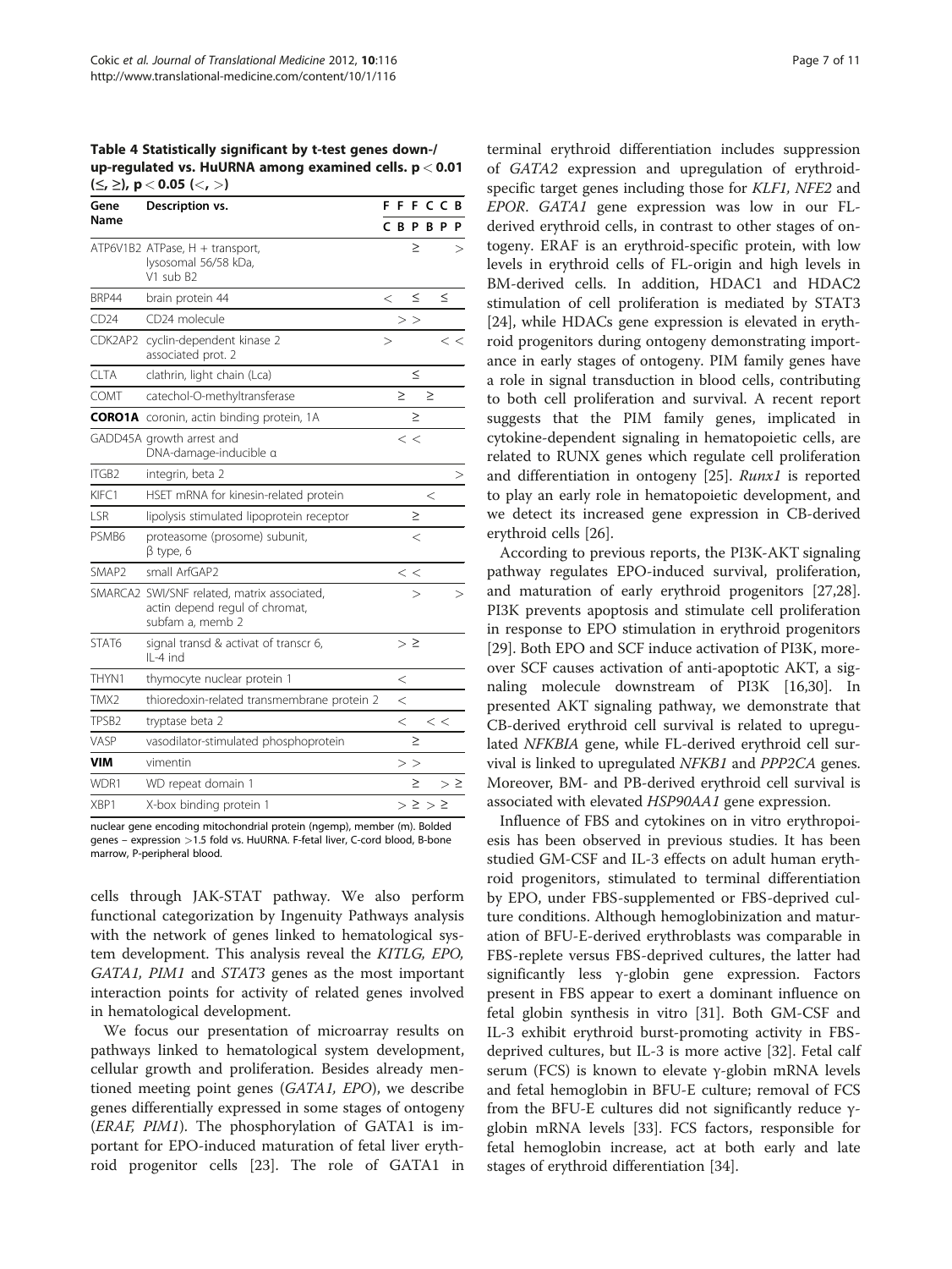**Table 4 Statistically significant by t-test genes down-/up-regulated vs. HuURNA among examined cells. $p < 0.01$ (≤, ≥), $p < 0.05$ (<, >)**

| Gene Name | Description vs. | F | F | F | C | C | B |
|---|---|---|---|---|---|---|---|
| | | C | B | P | B | P | P |
| ATP6V1B2 | ATPase, H + transport, lysosomal 56/58 kDa, V1 sub B2 | | | ≥ | | | > |
| BRP44 | brain protein 44 | < | | ≤ | | ≤ | |
| CD24 | CD24 molecule | | > | > | | | |
| CDK2AP2 | cyclin-dependent kinase 2 associated prot. 2 | > | | | | < | < |
| CLTA | clathrin, light chain (Lca) | | | ≤ | | | |
| COMT | catechol-O-methyltransferase | | ≥ | | ≥ | | |
| **CORO1A** | coronin, actin binding protein, 1A | | | ≥ | | | |
| GADD45A | growth arrest and DNA-damage-inducible α | | < | < | | | |
| ITGB2 | integrin, beta 2 | | | | | | > |
| KIFC1 | HSET mRNA for kinesin-related protein | | | | < | | |
| LSR | lipolysis stimulated lipoprotein receptor | | | ≥ | | | |
| PSMB6 | proteasome (prosome) subunit, β type, 6 | | | < | | | |
| SMAP2 | small ArfGAP2 | | < | < | | | |
| SMARCA2 | SWI/SNF related, matrix associated, actin depend regul of chromat, subfam a, memb 2 | | | > | | | > |
| STAT6 | signal transd & activat of transcr 6, IL-4 ind | | > | ≥ | | | |
| THYN1 | thymocyte nuclear protein 1 | | < | | | | |
| TMX2 | thioredoxin-related transmembrane protein 2 | | < | | | | |
| TPSB2 | tryptase beta 2 | | < | | < | < | |
| VASP | vasodilator-stimulated phosphoprotein | | | ≥ | | | |
| **VIM** | vimentin | | > | > | | | |
| WDR1 | WD repeat domain 1 | | | ≥ | | > | ≥ |
| XBP1 | X-box binding protein 1 | | > | ≥ | > | ≥ | |

nuclear gene encoding mitochondrial protein (ngemp), member (m). Bolded genes – expression >1.5 fold vs. HuURNA. F-fetal liver, C-cord blood, B-bone marrow, P-peripheral blood.

cells through JAK-STAT pathway. We also perform functional categorization by Ingenuity Pathways analysis with the network of genes linked to hematological system development. This analysis reveal the *KITLG, EPO, GATA1, PIM1* and *STAT3* genes as the most important interaction points for activity of related genes involved in hematological development.

We focus our presentation of microarray results on pathways linked to hematological system development, cellular growth and proliferation. Besides already mentioned meeting point genes (*GATA1, EPO*), we describe genes differentially expressed in some stages of ontogeny (*ERAF, PIM1*). The phosphorylation of GATA1 is important for EPO-induced maturation of fetal liver erythroid progenitor cells [23]. The role of GATA1 in terminal erythroid differentiation includes suppression of *GATA2* expression and upregulation of erythroid-specific target genes including those for *KLF1, NFE2* and *EPOR*. *GATA1* gene expression was low in our FL-derived erythroid cells, in contrast to other stages of ontogeny. ERAF is an erythroid-specific protein, with low levels in erythroid cells of FL-origin and high levels in BM-derived cells. In addition, HDAC1 and HDAC2 stimulation of cell proliferation is mediated by STAT3 [24], while HDACs gene expression is elevated in erythroid progenitors during ontogeny demonstrating importance in early stages of ontogeny. PIM family genes have a role in signal transduction in blood cells, contributing to both cell proliferation and survival. A recent report suggests that the PIM family genes, implicated in cytokine-dependent signaling in hematopoietic cells, are related to RUNX genes which regulate cell proliferation and differentiation in ontogeny [25]. *Runx1* is reported to play an early role in hematopoietic development, and we detect its increased gene expression in CB-derived erythroid cells [26].

According to previous reports, the PI3K-AKT signaling pathway regulates EPO-induced survival, proliferation, and maturation of early erythroid progenitors [27,28]. PI3K prevents apoptosis and stimulate cell proliferation in response to EPO stimulation in erythroid progenitors [29]. Both EPO and SCF induce activation of PI3K, moreover SCF causes activation of anti-apoptotic AKT, a signaling molecule downstream of PI3K [16,30]. In presented AKT signaling pathway, we demonstrate that CB-derived erythroid cell survival is related to upregulated *NFKBIA* gene, while FL-derived erythroid cell survival is linked to upregulated *NFKB1* and *PPP2CA* genes. Moreover, BM- and PB-derived erythroid cell survival is associated with elevated *HSP90AA1* gene expression.

Influence of FBS and cytokines on in vitro erythropoiesis has been observed in previous studies. It has been studied GM-CSF and IL-3 effects on adult human erythroid progenitors, stimulated to terminal differentiation by EPO, under FBS-supplemented or FBS-deprived culture conditions. Although hemoglobinization and maturation of BFU-E-derived erythroblasts was comparable in FBS-replete versus FBS-deprived cultures, the latter had significantly less γ-globin gene expression. Factors present in FBS appear to exert a dominant influence on fetal globin synthesis in vitro [31]. Both GM-CSF and IL-3 exhibit erythroid burst-promoting activity in FBS-deprived cultures, but IL-3 is more active [32]. Fetal calf serum (FCS) is known to elevate γ-globin mRNA levels and fetal hemoglobin in BFU-E culture; removal of FCS from the BFU-E cultures did not significantly reduce γ-globin mRNA levels [33]. FCS factors, responsible for fetal hemoglobin increase, act at both early and late stages of erythroid differentiation [34].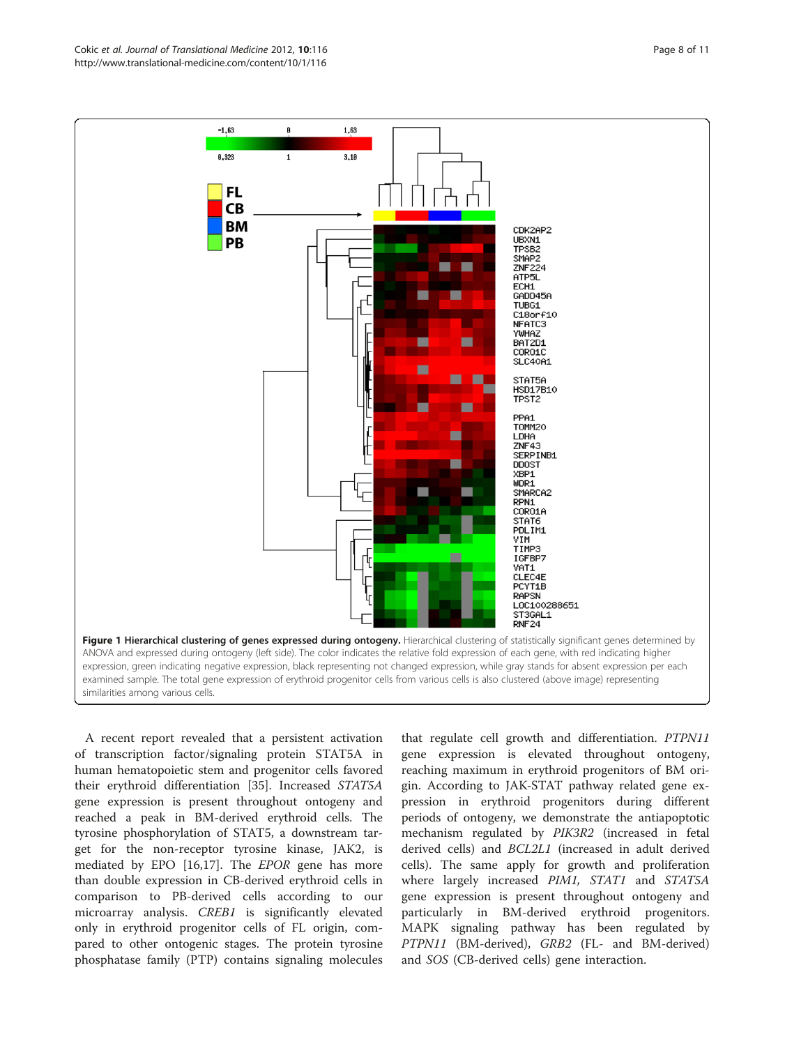**Figure 1 Hierarchical clustering of genes expressed during ontogeny.** Hierarchical clustering of statistically significant genes determined by ANOVA and expressed during ontogeny (left side). The color indicates the relative fold expression of each gene, with red indicating higher expression, green indicating negative expression, black representing not changed expression, while gray stands for absent expression per each examined sample. The total gene expression of erythroid progenitor cells from various cells is also clustered (above image) representing similarities among various cells.

A recent report revealed that a persistent activation of transcription factor/signaling protein STAT5A in human hematopoietic stem and progenitor cells favored their erythroid differentiation [35]. Increased *STAT5A* gene expression is present throughout ontogeny and reached a peak in BM-derived erythroid cells. The tyrosine phosphorylation of STAT5, a downstream target for the non-receptor tyrosine kinase, JAK2, is mediated by EPO [16,17]. The *EPOR* gene has more than double expression in CB-derived erythroid cells in comparison to PB-derived cells according to our microarray analysis. *CREB1* is significantly elevated only in erythroid progenitor cells of FL origin, compared to other ontogenic stages. The protein tyrosine phosphatase family (PTP) contains signaling molecules that regulate cell growth and differentiation. *PTPN11* gene expression is elevated throughout ontogeny, reaching maximum in erythroid progenitors of BM origin. According to JAK-STAT pathway related gene expression in erythroid progenitors during different periods of ontogeny, we demonstrate the antiapoptotic mechanism regulated by *PIK3R2* (increased in fetal derived cells) and *BCL2L1* (increased in adult derived cells). The same apply for growth and proliferation where largely increased *PIM1*, *STAT1* and *STAT5A* gene expression is present throughout ontogeny and particularly in BM-derived erythroid progenitors. MAPK signaling pathway has been regulated by *PTPN11* (BM-derived), *GRB2* (FL- and BM-derived) and *SOS* (CB-derived cells) gene interaction.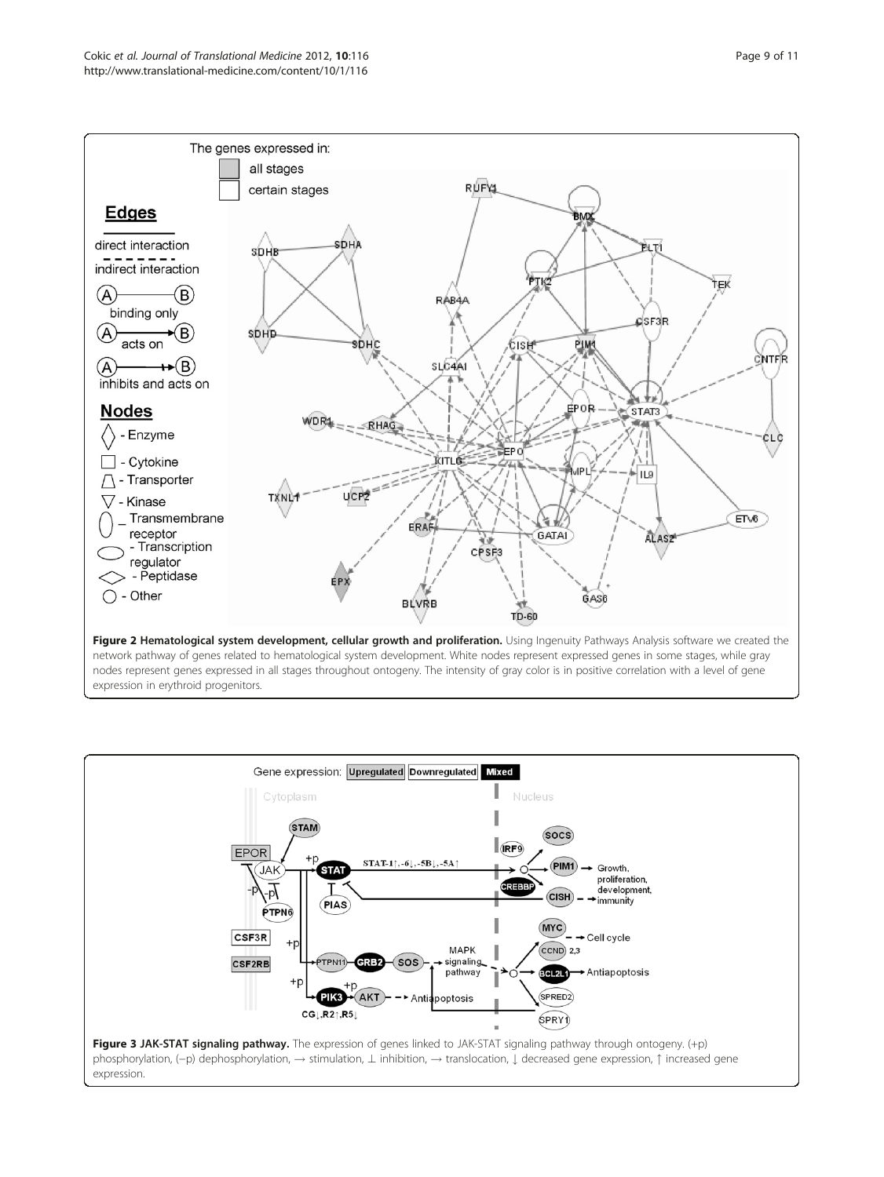**Figure 2 Hematological system development, cellular growth and proliferation.** Using Ingenuity Pathways Analysis software we created the network pathway of genes related to hematological system development. White nodes represent expressed genes in some stages, while gray nodes represent genes expressed in all stages throughout ontogeny. The intensity of gray color is in positive correlation with a level of gene expression in erythroid progenitors.

**Figure 3 JAK-STAT signaling pathway.** The expression of genes linked to JAK-STAT signaling pathway through ontogeny. (+p) phosphorylation, (−p) dephosphorylation, → stimulation, ⊥ inhibition, → translocation, ↓ decreased gene expression, ↑ increased gene expression.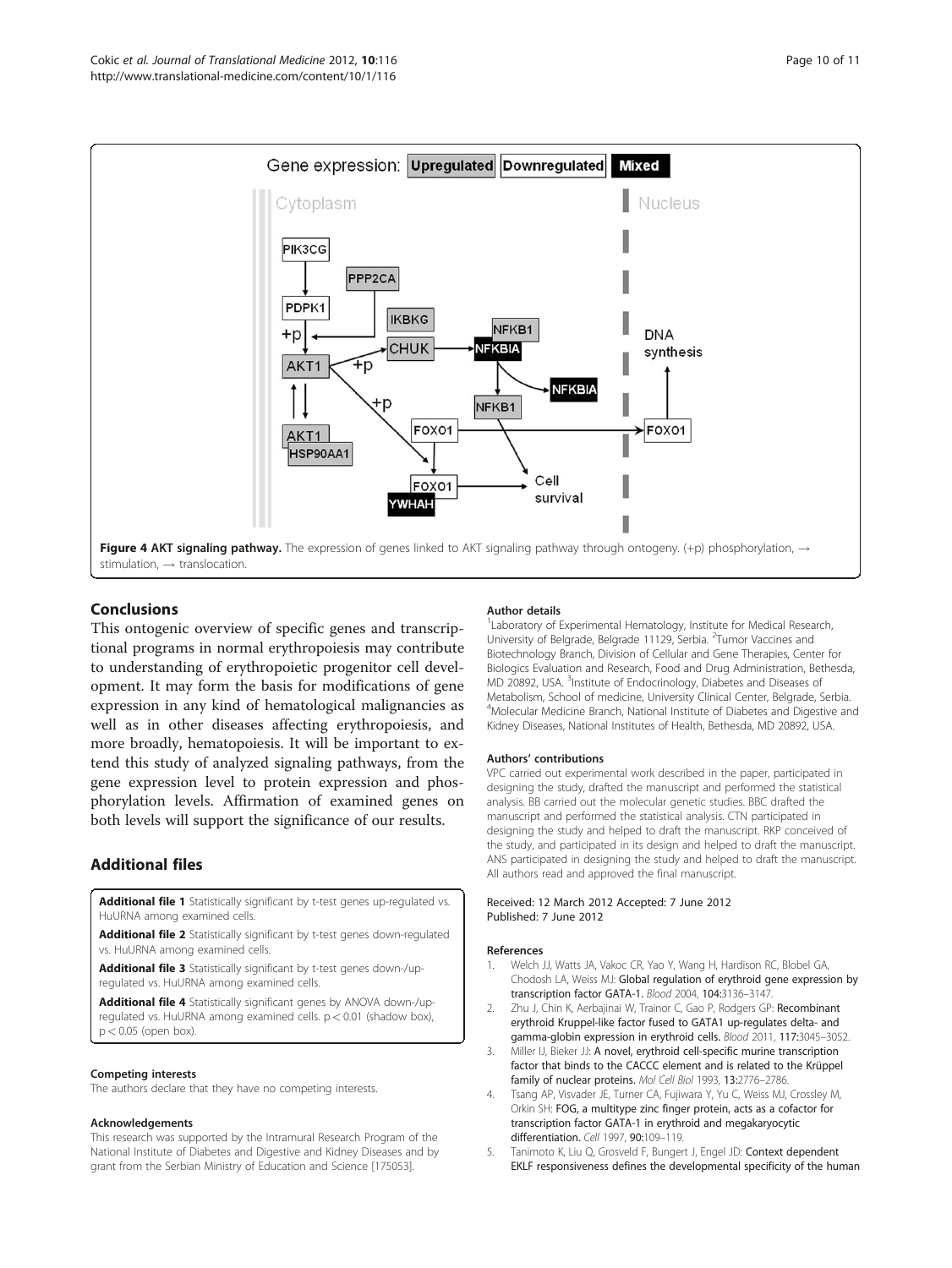Figure 4 AKT signaling pathway. The expression of genes linked to AKT signaling pathway through ontogeny. (+p) phosphorylation, → stimulation, → translocation.

## Conclusions

This ontogenic overview of specific genes and transcriptional programs in normal erythropoiesis may contribute to understanding of erythropoietic progenitor cell development. It may form the basis for modifications of gene expression in any kind of hematological malignancies as well as in other diseases affecting erythropoiesis, and more broadly, hematopoiesis. It will be important to extend this study of analyzed signaling pathways, from the gene expression level to protein expression and phosphorylation levels. Affirmation of examined genes on both levels will support the significance of our results.

## Additional files

**Additional file 1** Statistically significant by t-test genes up-regulated vs. HuURNA among examined cells.

**Additional file 2** Statistically significant by t-test genes down-regulated vs. HuURNA among examined cells.

**Additional file 3** Statistically significant by t-test genes down-/up-regulated vs. HuURNA among examined cells.

**Additional file 4** Statistically significant genes by ANOVA down-/up-regulated vs. HuURNA among examined cells. $p < 0.01$ (shadow box), $p < 0.05$ (open box).

#### Competing interests

The authors declare that they have no competing interests.

#### Acknowledgements

This research was supported by the Intramural Research Program of the National Institute of Diabetes and Digestive and Kidney Diseases and by grant from the Serbian Ministry of Education and Science [175053].

#### Author details

[1]Laboratory of Experimental Hematology, Institute for Medical Research, University of Belgrade, Belgrade 11129, Serbia. [2]Tumor Vaccines and Biotechnology Branch, Division of Cellular and Gene Therapies, Center for Biologics Evaluation and Research, Food and Drug Administration, Bethesda, MD 20892, USA. [3]Institute of Endocrinology, Diabetes and Diseases of Metabolism, School of medicine, University Clinical Center, Belgrade, Serbia. [4]Molecular Medicine Branch, National Institute of Diabetes and Digestive and Kidney Diseases, National Institutes of Health, Bethesda, MD 20892, USA.

#### Authors' contributions

VPC carried out experimental work described in the paper, participated in designing the study, drafted the manuscript and performed the statistical analysis. BB carried out the molecular genetic studies. BBC drafted the manuscript and performed the statistical analysis. CTN participated in designing the study and helped to draft the manuscript. RKP conceived of the study, and participated in its design and helped to draft the manuscript. ANS participated in designing the study and helped to draft the manuscript. All authors read and approved the final manuscript.

Received: 12 March 2012 Accepted: 7 June 2012
Published: 7 June 2012

#### References

1. Welch JJ, Watts JA, Vakoc CR, Yao Y, Wang H, Hardison RC, Blobel GA, Chodosh LA, Weiss MJ: **Global regulation of erythroid gene expression by transcription factor GATA-1.** *Blood* 2004, **104:**3136–3147.
2. Zhu J, Chin K, Aerbajinai W, Trainor C, Gao P, Rodgers GP: **Recombinant erythroid Kruppel-like factor fused to GATA1 up-regulates delta- and gamma-globin expression in erythroid cells.** *Blood* 2011, **117:**3045–3052.
3. Miller IJ, Bieker JJ: **A novel, erythroid cell-specific murine transcription factor that binds to the CACCC element and is related to the Krüppel family of nuclear proteins.** *Mol Cell Biol* 1993, **13:**2776–2786.
4. Tsang AP, Visvader JE, Turner CA, Fujiwara Y, Yu C, Weiss MJ, Crossley M, Orkin SH: **FOG, a multitype zinc finger protein, acts as a cofactor for transcription factor GATA-1 in erythroid and megakaryocytic differentiation.** *Cell* 1997, **90:**109–119.
5. Tanimoto K, Liu Q, Grosveld F, Bungert J, Engel JD: **Context dependent EKLF responsiveness defines the developmental specificity of the human**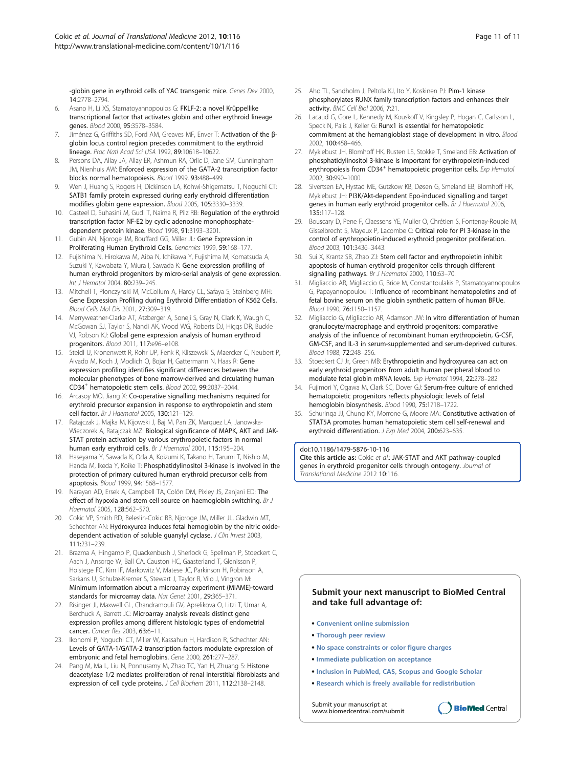-globin gene in erythroid cells of YAC transgenic mice. *Genes Dev* 2000, **14**:2778–2794.

6. Asano H, Li XS, Stamatoyannopoulos G: FKLF-2: a novel Krüppellike transcriptional factor that activates globin and other erythroid lineage genes. *Blood* 2000, **95**:3578–3584.
7. Jiménez G, Griffiths SD, Ford AM, Greaves MF, Enver T: Activation of the β-globin locus control region precedes commitment to the erythroid lineage. *Proc Natl Acad Sci USA* 1992, **89**:10618–10622.
8. Persons DA, Allay JA, Allay ER, Ashmun RA, Orlic D, Jane SM, Cunningham JM, Nienhuis AW: Enforced expression of the GATA-2 transcription factor blocks normal hematopoiesis. *Blood* 1999, **93**:488–499.
9. Wen J, Huang S, Rogers H, Dickinson LA, Kohwi-Shigematsu T, Noguchi CT: SATB1 family protein expressed during early erythroid differentiation modifies globin gene expression. *Blood* 2005, **105**:3330–3339.
10. Casteel D, Suhasini M, Gudi T, Naima R, Pilz RB: Regulation of the erythroid transcription factor NF-E2 by cyclic adenosine monophosphate-dependent protein kinase. *Blood* 1998, **91**:3193–3201.
11. Gubin AN, Njoroge JM, Bouffard GG, Miller JL: Gene Expression in Proliferating Human Erythroid Cells. *Genomics* 1999, **59**:168–177.
12. Fujishima N, Hirokawa M, Aiba N, Ichikawa Y, Fujishima M, Komatsuda A, Suzuki Y, Kawabata Y, Miura I, Sawada K: Gene expression profiling of human erythroid progenitors by micro-serial analysis of gene expression. *Int J Hematol* 2004, **80**:239–245.
13. Mitchell T, Plonczynski M, McCollum A, Hardy CL, Safaya S, Steinberg MH: Gene Expression Profiling during Erythroid Differentiation of K562 Cells. *Blood Cells Mol Dis* 2001, **27**:309–319.
14. Merryweather-Clarke AT, Atzberger A, Soneji S, Gray N, Clark K, Waugh C, McGowan SJ, Taylor S, Nandi AK, Wood WG, Roberts DJ, Higgs DR, Buckle VJ, Robson KJ: Global gene expression analysis of human erythroid progenitors. *Blood* 2011, **117**:e96–e108.
15. Steidl U, Kronenwett R, Rohr UP, Fenk R, Kliszewski S, Maercker C, Neubert P, Aivado M, Koch J, Modlich O, Bojar H, Gattermann N, Haas R: Gene expression profiling identifies significant differences between the molecular phenotypes of bone marrow-derived and circulating human CD34[+] hematopoietic stem cells. *Blood* 2002, **99**:2037–2044.
16. Arcasoy MO, Jiang X: Co-operative signalling mechanisms required for erythroid precursor expansion in response to erythropoietin and stem cell factor. *Br J Haematol* 2005, **130**:121–129.
17. Ratajczak J, Majka M, Kijowski J, Baj M, Pan ZK, Marquez LA, Janowska-Wieczorek A, Ratajczak MZ: Biological significance of MAPK, AKT and JAK-STAT protein activation by various erythropoietic factors in normal human early erythroid cells. *Br J Haematol* 2001, **115**:195–204.
18. Haseyama Y, Sawada K, Oda A, Koizumi K, Takano H, Tarumi T, Nishio M, Handa M, Ikeda Y, Koike T: Phosphatidylinositol 3-kinase is involved in the protection of primary cultured human erythroid precursor cells from apoptosis. *Blood* 1999, **94**:1568–1577.
19. Narayan AD, Ersek A, Campbell TA, Colón DM, Pixley JS, Zanjani ED: The effect of hypoxia and stem cell source on haemoglobin switching. *Br J Haematol* 2005, **128**:562–570.
20. Cokic VP, Smith RD, Beleslin-Cokic BB, Njoroge JM, Miller JL, Gladwin MT, Schechter AN: Hydroxyurea induces fetal hemoglobin by the nitric oxide-dependent activation of soluble guanylyl cyclase. *J Clin Invest* 2003, **111**:231–239.
21. Brazma A, Hingamp P, Quackenbush J, Sherlock G, Spellman P, Stoeckert C, Aach J, Ansorge W, Ball CA, Causton HC, Gaasterland T, Glenisson P, Holstege FC, Kim IF, Markowitz V, Matese JC, Parkinson H, Robinson A, Sarkans U, Schulze-Kremer S, Stewart J, Taylor R, Vilo J, Vingron M: Minimum information about a microarray experiment (MIAME)-toward standards for microarray data. *Nat Genet* 2001, **29**:365–371.
22. Risinger JI, Maxwell GL, Chandramouli GV, Aprelikova O, Litzi T, Umar A, Berchuck A, Barrett JC: Microarray analysis reveals distinct gene expression profiles among different histologic types of endometrial cancer. *Cancer Res* 2003, **63**:6–11.
23. Ikonomi P, Noguchi CT, Miller W, Kassahun H, Hardison R, Schechter AN: Levels of GATA-1/GATA-2 transcription factors modulate expression of embryonic and fetal hemoglobins. *Gene* 2000, **261**:277–287.
24. Pang M, Ma L, Liu N, Ponnusamy M, Zhao TC, Yan H, Zhuang S: Histone deacetylase 1/2 mediates proliferation of renal interstitial fibroblasts and expression of cell cycle proteins. *J Cell Biochem* 2011, **112**:2138–2148.
25. Aho TL, Sandholm J, Peltola KJ, Ito Y, Koskinen PJ: Pim-1 kinase phosphorylates RUNX family transcription factors and enhances their activity. *BMC Cell Biol* 2006, **7**:21.
26. Lacaud G, Gore L, Kennedy M, Kouskoff V, Kingsley P, Hogan C, Carlsson L, Speck N, Palis J, Keller G: Runx1 is essential for hematopoietic commitment at the hemangioblast stage of development in vitro. *Blood* 2002, **100**:458–466.
27. Myklebust JH, Blomhoff HK, Rusten LS, Stokke T, Smeland EB: Activation of phosphatidylinositol 3-kinase is important for erythropoietin-induced erythropoiesis from CD34[+] hematopoietic progenitor cells. *Exp Hematol* 2002, **30**:990–1000.
28. Sivertsen EA, Hystad ME, Gutzkow KB, Døsen G, Smeland EB, Blomhoff HK, Myklebust JH: PI3K/Akt-dependent Epo-induced signalling and target genes in human early erythroid progenitor cells. *Br J Haematol* 2006, **135**:117–128.
29. Bouscary D, Pene F, Claessens YE, Muller O, Chrétien S, Fontenay-Roupie M, Gisselbrecht S, Mayeux P, Lacombe C: Critical role for PI 3-kinase in the control of erythropoietin-induced erythroid progenitor proliferation. *Blood* 2003, **101**:3436–3443.
30. Sui X, Krantz SB, Zhao ZJ: Stem cell factor and erythropoietin inhibit apoptosis of human erythroid progenitor cells through different signalling pathways. *Br J Haematol* 2000, **110**:63–70.
31. Migliaccio AR, Migliaccio G, Brice M, Constantoulakis P, Stamatoyannopoulos G, Papayannopoulou T: Influence of recombinant hematopoietins and of fetal bovine serum on the globin synthetic pattern of human BFUe. *Blood* 1990, **76**:1150–1157.
32. Migliaccio G, Migliaccio AR, Adamson JW: In vitro differentiation of human granulocyte/macrophage and erythroid progenitors: comparative analysis of the influence of recombinant human erythropoietin, G-CSF, GM-CSF, and IL-3 in serum-supplemented and serum-deprived cultures. *Blood* 1988, **72**:248–256.
33. Stoeckert CJ Jr, Green MB: Erythropoietin and hydroxyurea can act on early erythroid progenitors from adult human peripheral blood to modulate fetal globin mRNA levels. *Exp Hematol* 1994, **22**:278–282.
34. Fujimori Y, Ogawa M, Clark SC, Dover GJ: Serum-free culture of enriched hematopoietic progenitors reflects physiologic levels of fetal hemoglobin biosynthesis. *Blood* 1990, **75**:1718–1722.
35. Schuringa JJ, Chung KY, Morrone G, Moore MA: Constitutive activation of STAT5A promotes human hematopoietic stem cell self-renewal and erythroid differentiation. *J Exp Med* 2004, **200**:623–635.

doi:10.1186/1479-5876-10-116
**Cite this article as:** Cokic *et al.*: JAK-STAT and AKT pathway-coupled genes in erythroid progenitor cells through ontogeny. *Journal of Translational Medicine* 2012 **10**:116.